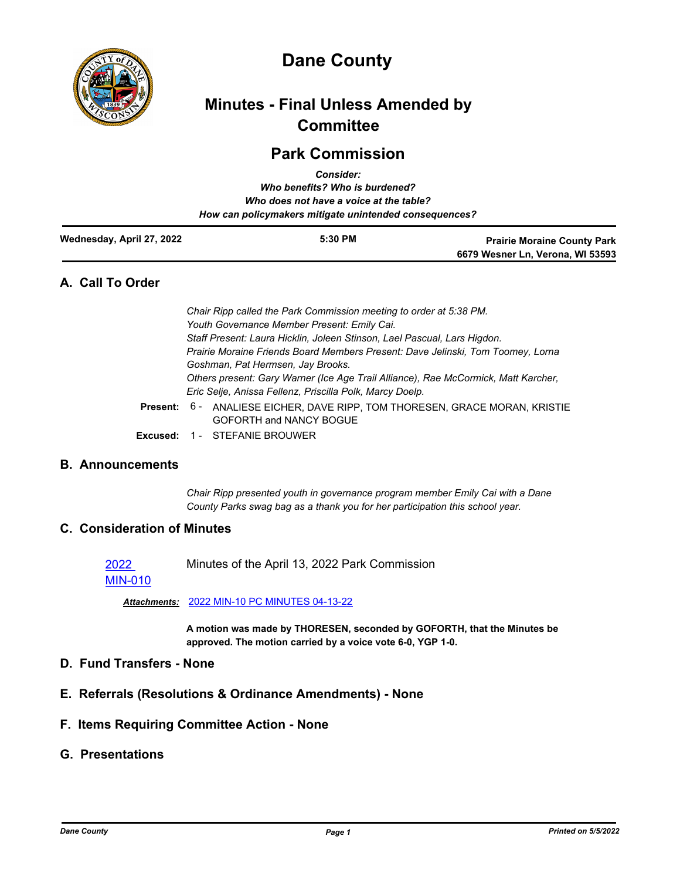# Dane County

## Minutes - Final Unless Amended by Committee

## Park Commission

*Consider:*
*Who benefits? Who is burdened?*
*Who does not have a voice at the table?*
*How can policymakers mitigate unintended consequences?*

| Wednesday, April 27, 2022 | 5:30 PM | Prairie Moraine County Park 6679 Wesner Ln, Verona, WI 53593 |
|---|---|---|

## A. Call To Order

*Chair Ripp called the Park Commission meeting to order at 5:38 PM.*
*Youth Governance Member Present: Emily Cai.*
*Staff Present: Laura Hicklin, Joleen Stinson, Lael Pascual, Lars Higdon.*
*Prairie Moraine Friends Board Members Present: Dave Jelinski, Tom Toomey, Lorna Goshman, Pat Hermsen, Jay Brooks.*
*Others present: Gary Warner (Ice Age Trail Alliance), Rae McCormick, Matt Karcher, Eric Selje, Anissa Fellenz, Priscilla Polk, Marcy Doelp.*

**Present:** 6 - ANALIESE EICHER, DAVE RIPP, TOM THORESEN, GRACE MORAN, KRISTIE GOFORTH and NANCY BOGUE

**Excused:** 1 - STEFANIE BROUWER

## B. Announcements

*Chair Ripp presented youth in governance program member Emily Cai with a Dane County Parks swag bag as a thank you for her participation this school year.*

## C. Consideration of Minutes

[2022 MIN-010] Minutes of the April 13, 2022 Park Commission

***Attachments:*** [2022 MIN-10 PC MINUTES 04-13-22]

**A motion was made by THORESEN, seconded by GOFORTH, that the Minutes be approved. The motion carried by a voice vote 6-0, YGP 1-0.**

## D. Fund Transfers - None

## E. Referrals (Resolutions & Ordinance Amendments) - None

## F. Items Requiring Committee Action - None

## G. Presentations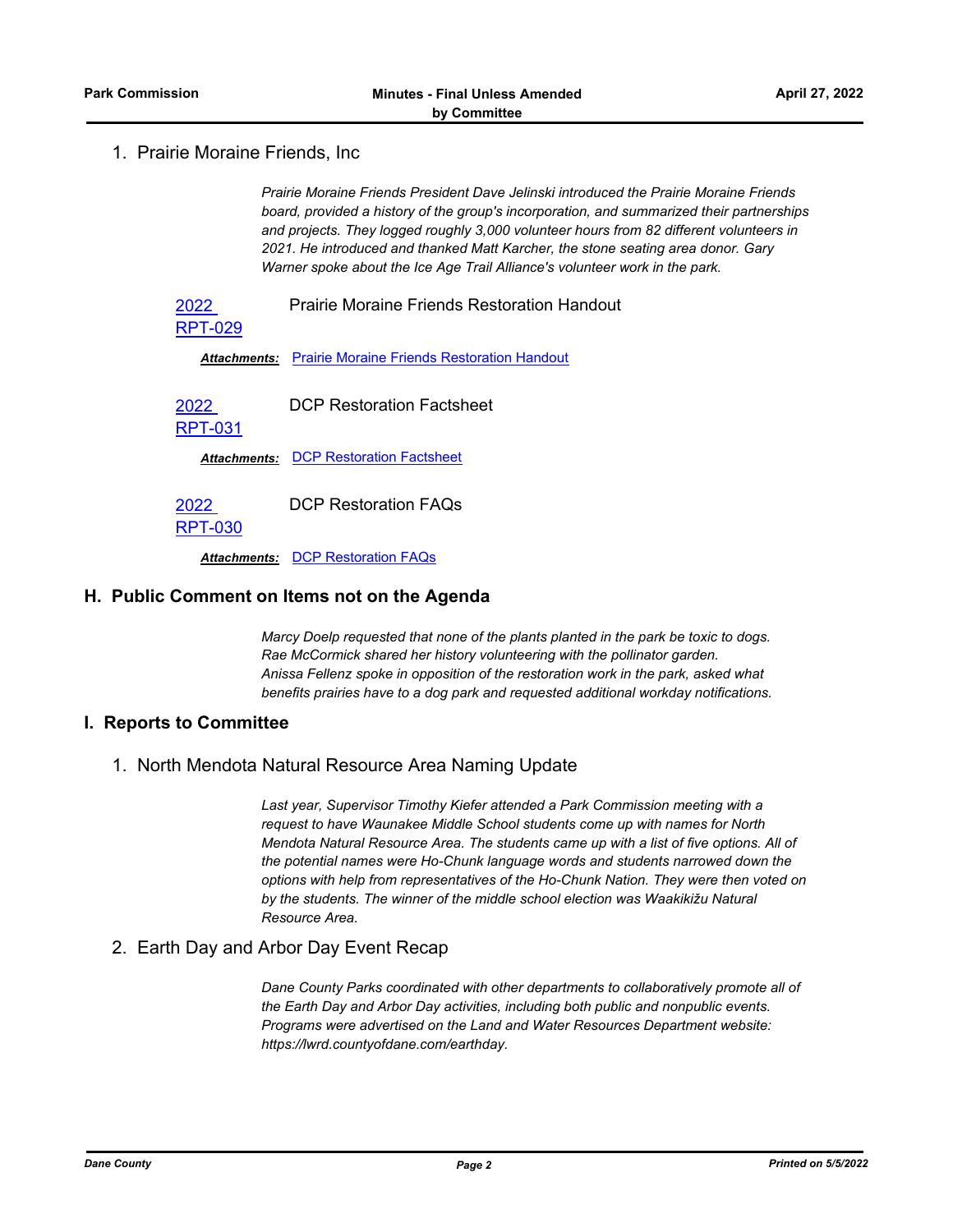1. Prairie Moraine Friends, Inc

*Prairie Moraine Friends President Dave Jelinski introduced the Prairie Moraine Friends board, provided a history of the group's incorporation, and summarized their partnerships and projects. They logged roughly 3,000 volunteer hours from 82 different volunteers in 2021. He introduced and thanked Matt Karcher, the stone seating area donor. Gary Warner spoke about the Ice Age Trail Alliance's volunteer work in the park.*

2022 RPT-029 — Prairie Moraine Friends Restoration Handout

***Attachments:*** Prairie Moraine Friends Restoration Handout

2022 RPT-031 — DCP Restoration Factsheet

***Attachments:*** DCP Restoration Factsheet

2022 RPT-030 — DCP Restoration FAQs

***Attachments:*** DCP Restoration FAQs

## H. Public Comment on Items not on the Agenda

*Marcy Doelp requested that none of the plants planted in the park be toxic to dogs.*
*Rae McCormick shared her history volunteering with the pollinator garden.*
*Anissa Fellenz spoke in opposition of the restoration work in the park, asked what benefits prairies have to a dog park and requested additional workday notifications.*

## I. Reports to Committee

1. North Mendota Natural Resource Area Naming Update

*Last year, Supervisor Timothy Kiefer attended a Park Commission meeting with a request to have Waunakee Middle School students come up with names for North Mendota Natural Resource Area. The students came up with a list of five options. All of the potential names were Ho-Chunk language words and students narrowed down the options with help from representatives of the Ho-Chunk Nation. They were then voted on by the students. The winner of the middle school election was Waakikižu Natural Resource Area.*

2. Earth Day and Arbor Day Event Recap

*Dane County Parks coordinated with other departments to collaboratively promote all of the Earth Day and Arbor Day activities, including both public and nonpublic events. Programs were advertised on the Land and Water Resources Department website: https://lwrd.countyofdane.com/earthday.*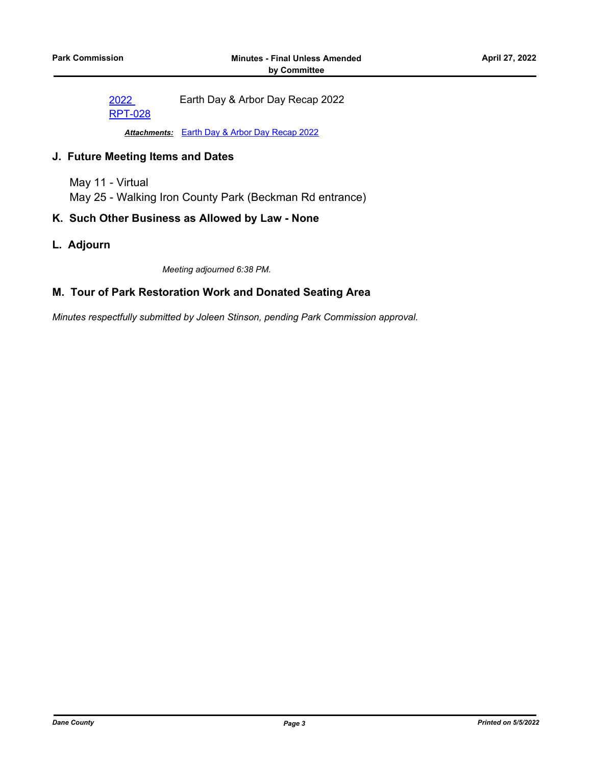2022 RPT-028 Earth Day & Arbor Day Recap 2022

***Attachments:*** Earth Day & Arbor Day Recap 2022

## J. Future Meeting Items and Dates

May 11 - Virtual
May 25 - Walking Iron County Park (Beckman Rd entrance)

## K. Such Other Business as Allowed by Law - None

## L. Adjourn

*Meeting adjourned 6:38 PM.*

## M. Tour of Park Restoration Work and Donated Seating Area

*Minutes respectfully submitted by Joleen Stinson, pending Park Commission approval.*